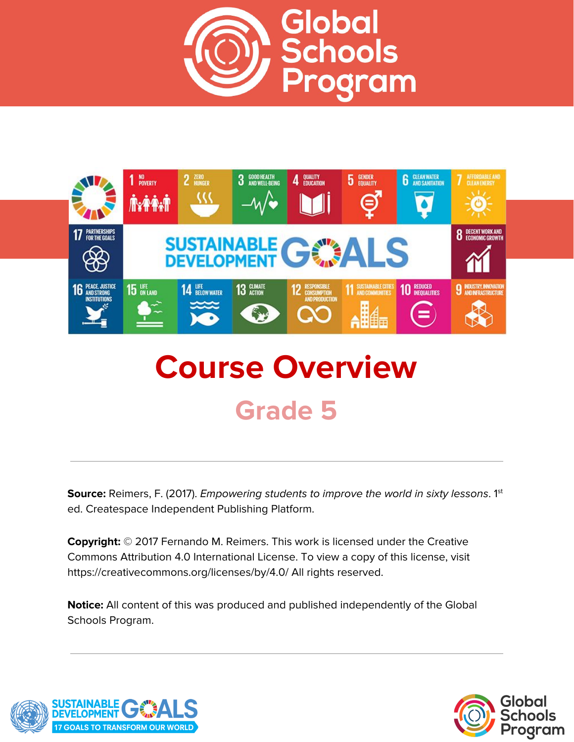# Global Schools Program

# Course Overview

## Grade 5

---

**Source:** Reimers, F. (2017). *Empowering students to improve the world in sixty lessons*. 1st ed. Createspace Independent Publishing Platform.

**Copyright:** © 2017 Fernando M. Reimers. This work is licensed under the Creative Commons Attribution 4.0 International License. To view a copy of this license, visit https://creativecommons.org/licenses/by/4.0/ All rights reserved.

**Notice:** All content of this was produced and published independently of the Global Schools Program.

---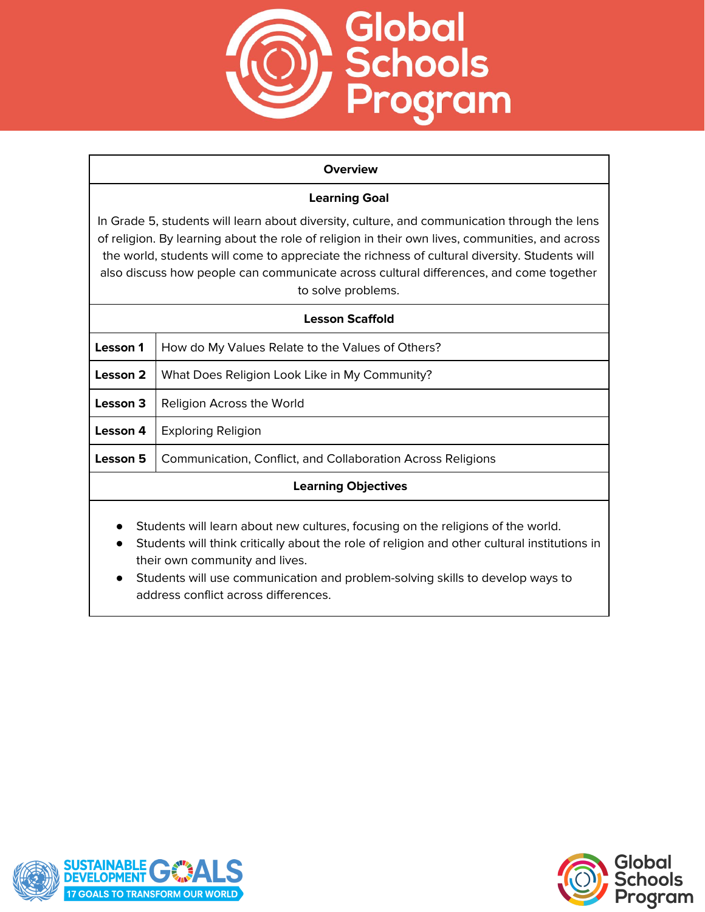## Overview

### Learning Goal

In Grade 5, students will learn about diversity, culture, and communication through the lens of religion. By learning about the role of religion in their own lives, communities, and across the world, students will come to appreciate the richness of cultural diversity. Students will also discuss how people can communicate across cultural differences, and come together to solve problems.

### Lesson Scaffold

| | |
|---|---|
| **Lesson 1** | How do My Values Relate to the Values of Others? |
| **Lesson 2** | What Does Religion Look Like in My Community? |
| **Lesson 3** | Religion Across the World |
| **Lesson 4** | Exploring Religion |
| **Lesson 5** | Communication, Conflict, and Collaboration Across Religions |

### Learning Objectives

- Students will learn about new cultures, focusing on the religions of the world.
- Students will think critically about the role of religion and other cultural institutions in their own community and lives.
- Students will use communication and problem-solving skills to develop ways to address conflict across differences.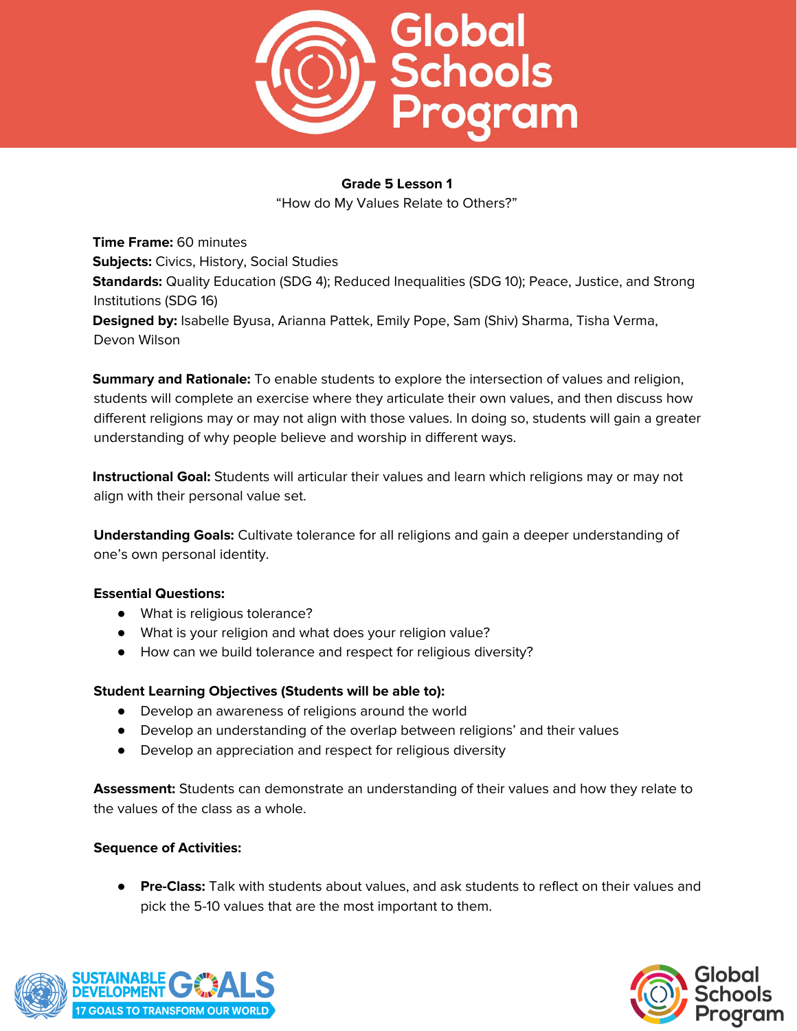**Grade 5 Lesson 1**

"How do My Values Relate to Others?"

**Time Frame:** 60 minutes
**Subjects:** Civics, History, Social Studies
**Standards:** Quality Education (SDG 4); Reduced Inequalities (SDG 10); Peace, Justice, and Strong Institutions (SDG 16)
**Designed by:** Isabelle Byusa, Arianna Pattek, Emily Pope, Sam (Shiv) Sharma, Tisha Verma, Devon Wilson

**Summary and Rationale:** To enable students to explore the intersection of values and religion, students will complete an exercise where they articulate their own values, and then discuss how different religions may or may not align with those values. In doing so, students will gain a greater understanding of why people believe and worship in different ways.

**Instructional Goal:** Students will articular their values and learn which religions may or may not align with their personal value set.

**Understanding Goals:** Cultivate tolerance for all religions and gain a deeper understanding of one's own personal identity.

**Essential Questions:**

- What is religious tolerance?
- What is your religion and what does your religion value?
- How can we build tolerance and respect for religious diversity?

**Student Learning Objectives (Students will be able to):**

- Develop an awareness of religions around the world
- Develop an understanding of the overlap between religions' and their values
- Develop an appreciation and respect for religious diversity

**Assessment:** Students can demonstrate an understanding of their values and how they relate to the values of the class as a whole.

**Sequence of Activities:**

- **Pre-Class:** Talk with students about values, and ask students to reflect on their values and pick the 5-10 values that are the most important to them.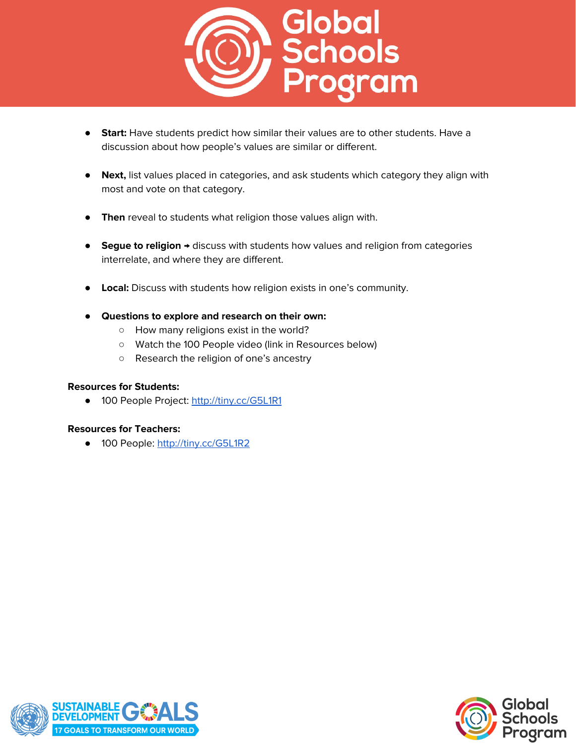- **Start:** Have students predict how similar their values are to other students. Have a discussion about how people's values are similar or different.

- **Next,** list values placed in categories, and ask students which category they align with most and vote on that category.

- **Then** reveal to students what religion those values align with.

- **Segue to religion** ➙ discuss with students how values and religion from categories interrelate, and where they are different.

- **Local:** Discuss with students how religion exists in one's community.

- **Questions to explore and research on their own:**
  - How many religions exist in the world?
  - Watch the 100 People video (link in Resources below)
  - Research the religion of one's ancestry

**Resources for Students:**

- 100 People Project: http://tiny.cc/G5L1R1

**Resources for Teachers:**

- 100 People: http://tiny.cc/G5L1R2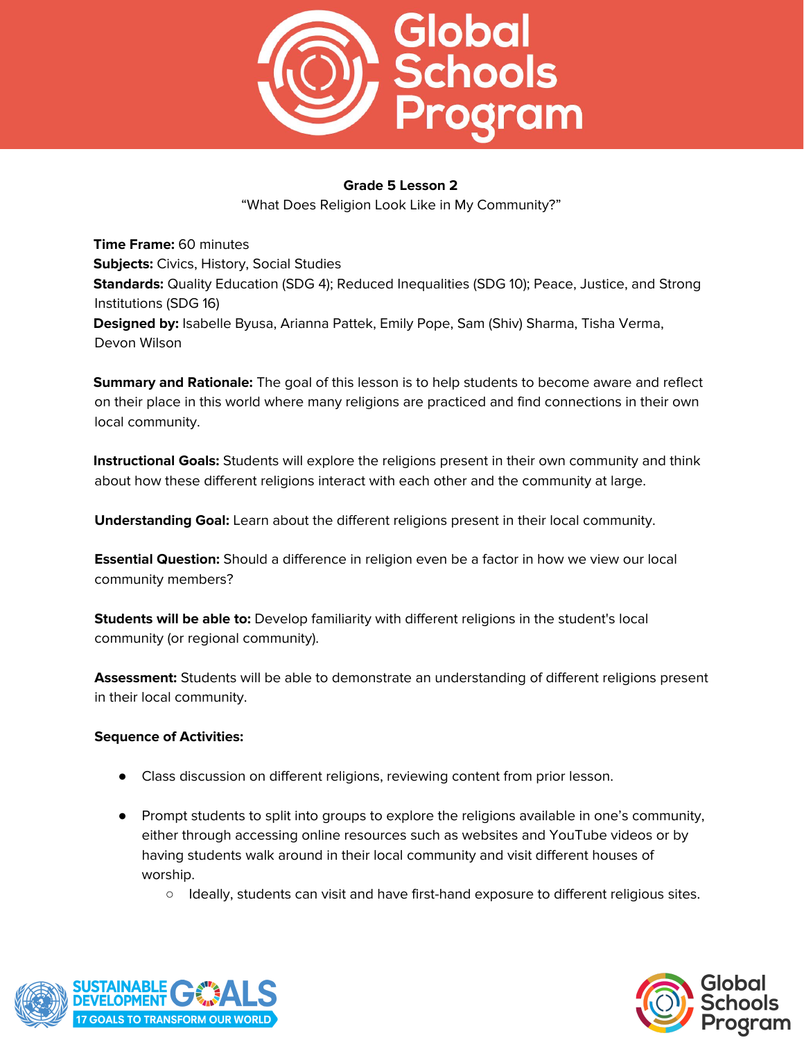**Grade 5 Lesson 2**

"What Does Religion Look Like in My Community?"

**Time Frame:** 60 minutes
**Subjects:** Civics, History, Social Studies
**Standards:** Quality Education (SDG 4); Reduced Inequalities (SDG 10); Peace, Justice, and Strong Institutions (SDG 16)
**Designed by:** Isabelle Byusa, Arianna Pattek, Emily Pope, Sam (Shiv) Sharma, Tisha Verma, Devon Wilson

**Summary and Rationale:** The goal of this lesson is to help students to become aware and reflect on their place in this world where many religions are practiced and find connections in their own local community.

**Instructional Goals:** Students will explore the religions present in their own community and think about how these different religions interact with each other and the community at large.

**Understanding Goal:** Learn about the different religions present in their local community.

**Essential Question:** Should a difference in religion even be a factor in how we view our local community members?

**Students will be able to:** Develop familiarity with different religions in the student's local community (or regional community).

**Assessment:** Students will be able to demonstrate an understanding of different religions present in their local community.

**Sequence of Activities:**

- Class discussion on different religions, reviewing content from prior lesson.
- Prompt students to split into groups to explore the religions available in one's community, either through accessing online resources such as websites and YouTube videos or by having students walk around in their local community and visit different houses of worship.
  - Ideally, students can visit and have first-hand exposure to different religious sites.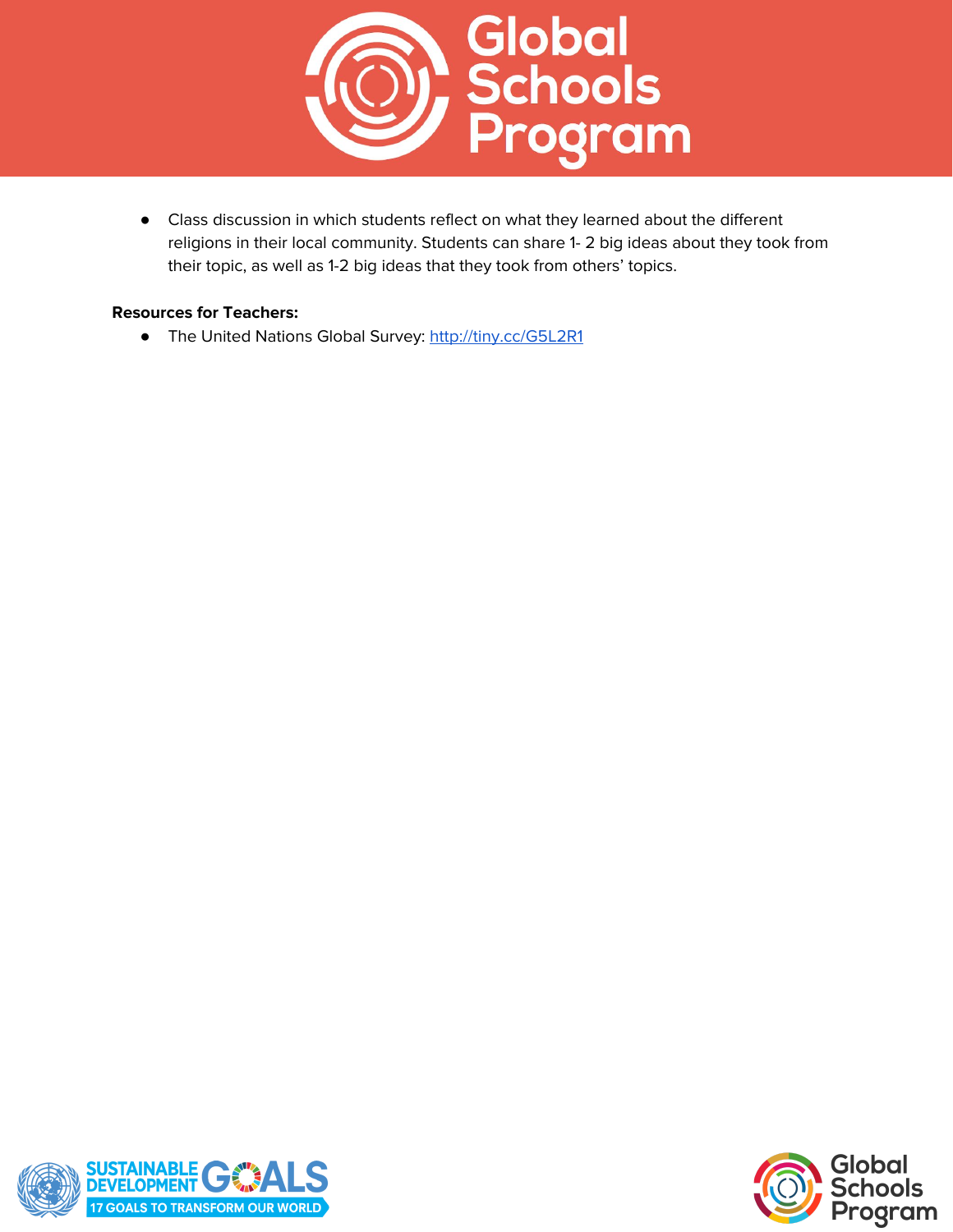- Class discussion in which students reflect on what they learned about the different religions in their local community. Students can share 1- 2 big ideas about they took from their topic, as well as 1-2 big ideas that they took from others' topics.

**Resources for Teachers:**

- The United Nations Global Survey: [http://tiny.cc/G5L2R1](http://tiny.cc/G5L2R1)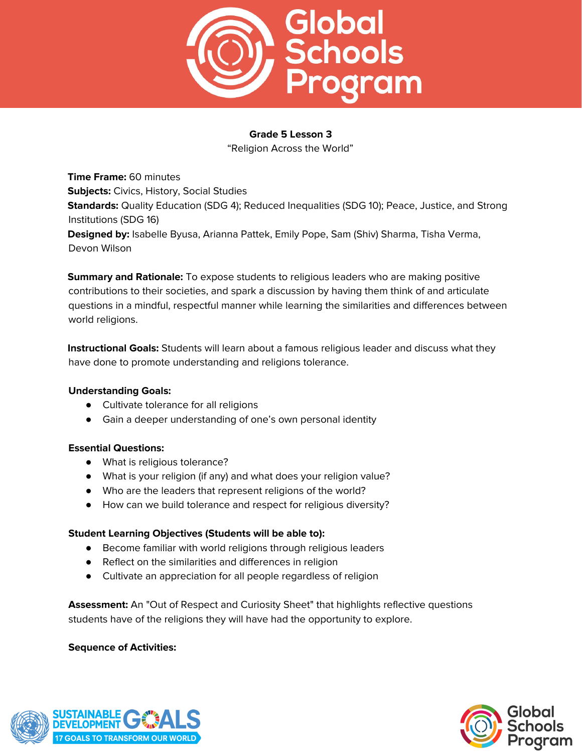**Grade 5 Lesson 3**

"Religion Across the World"

**Time Frame:** 60 minutes
**Subjects:** Civics, History, Social Studies
**Standards:** Quality Education (SDG 4); Reduced Inequalities (SDG 10); Peace, Justice, and Strong Institutions (SDG 16)
**Designed by:** Isabelle Byusa, Arianna Pattek, Emily Pope, Sam (Shiv) Sharma, Tisha Verma, Devon Wilson

**Summary and Rationale:** To expose students to religious leaders who are making positive contributions to their societies, and spark a discussion by having them think of and articulate questions in a mindful, respectful manner while learning the similarities and differences between world religions.

**Instructional Goals:** Students will learn about a famous religious leader and discuss what they have done to promote understanding and religions tolerance.

**Understanding Goals:**

- Cultivate tolerance for all religions
- Gain a deeper understanding of one's own personal identity

**Essential Questions:**

- What is religious tolerance?
- What is your religion (if any) and what does your religion value?
- Who are the leaders that represent religions of the world?
- How can we build tolerance and respect for religious diversity?

**Student Learning Objectives (Students will be able to):**

- Become familiar with world religions through religious leaders
- Reflect on the similarities and differences in religion
- Cultivate an appreciation for all people regardless of religion

**Assessment:** An "Out of Respect and Curiosity Sheet" that highlights reflective questions students have of the religions they will have had the opportunity to explore.

**Sequence of Activities:**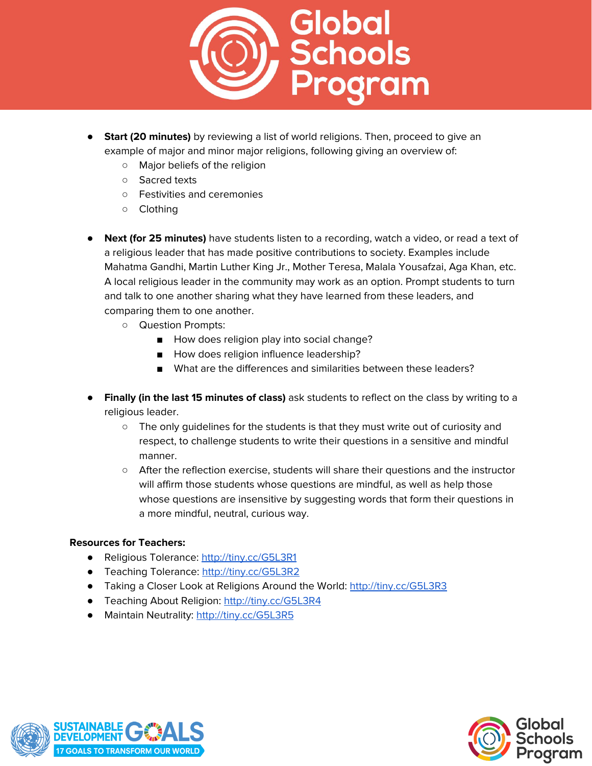- **Start (20 minutes)** by reviewing a list of world religions. Then, proceed to give an example of major and minor major religions, following giving an overview of:
    - Major beliefs of the religion
    - Sacred texts
    - Festivities and ceremonies
    - Clothing

- **Next (for 25 minutes)** have students listen to a recording, watch a video, or read a text of a religious leader that has made positive contributions to society. Examples include Mahatma Gandhi, Martin Luther King Jr., Mother Teresa, Malala Yousafzai, Aga Khan, etc. A local religious leader in the community may work as an option. Prompt students to turn and talk to one another sharing what they have learned from these leaders, and comparing them to one another.
    - Question Prompts:
        - How does religion play into social change?
        - How does religion influence leadership?
        - What are the differences and similarities between these leaders?

- **Finally (in the last 15 minutes of class)** ask students to reflect on the class by writing to a religious leader.
    - The only guidelines for the students is that they must write out of curiosity and respect, to challenge students to write their questions in a sensitive and mindful manner.
    - After the reflection exercise, students will share their questions and the instructor will affirm those students whose questions are mindful, as well as help those whose questions are insensitive by suggesting words that form their questions in a more mindful, neutral, curious way.

**Resources for Teachers:**

- Religious Tolerance: http://tiny.cc/G5L3R1
- Teaching Tolerance: http://tiny.cc/G5L3R2
- Taking a Closer Look at Religions Around the World: http://tiny.cc/G5L3R3
- Teaching About Religion: http://tiny.cc/G5L3R4
- Maintain Neutrality: http://tiny.cc/G5L3R5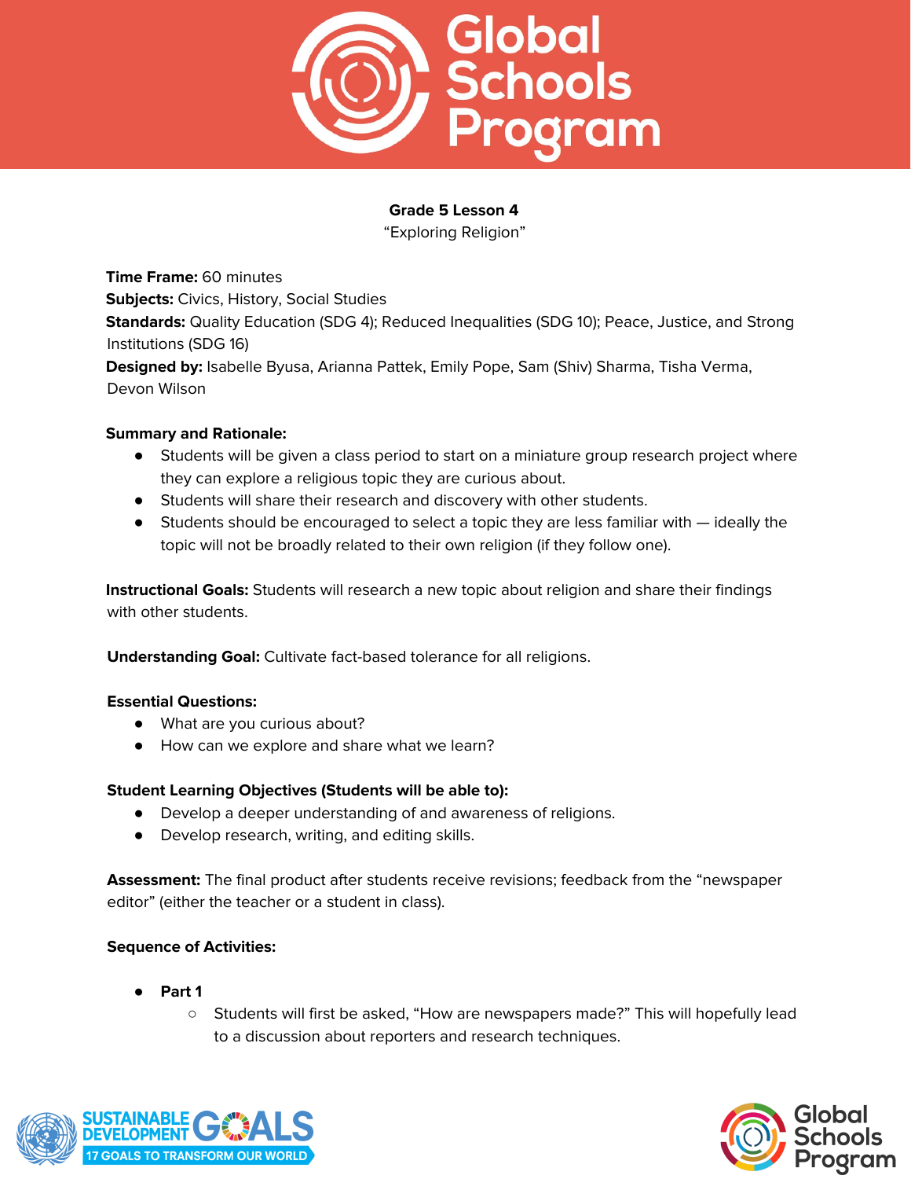**Grade 5 Lesson 4**
"Exploring Religion"

**Time Frame:** 60 minutes
**Subjects:** Civics, History, Social Studies
**Standards:** Quality Education (SDG 4); Reduced Inequalities (SDG 10); Peace, Justice, and Strong Institutions (SDG 16)
**Designed by:** Isabelle Byusa, Arianna Pattek, Emily Pope, Sam (Shiv) Sharma, Tisha Verma, Devon Wilson

**Summary and Rationale:**

- Students will be given a class period to start on a miniature group research project where they can explore a religious topic they are curious about.
- Students will share their research and discovery with other students.
- Students should be encouraged to select a topic they are less familiar with — ideally the topic will not be broadly related to their own religion (if they follow one).

**Instructional Goals:** Students will research a new topic about religion and share their findings with other students.

**Understanding Goal:** Cultivate fact-based tolerance for all religions.

**Essential Questions:**

- What are you curious about?
- How can we explore and share what we learn?

**Student Learning Objectives (Students will be able to):**

- Develop a deeper understanding of and awareness of religions.
- Develop research, writing, and editing skills.

**Assessment:** The final product after students receive revisions; feedback from the "newspaper editor" (either the teacher or a student in class).

**Sequence of Activities:**

- **Part 1**
  - Students will first be asked, "How are newspapers made?" This will hopefully lead to a discussion about reporters and research techniques.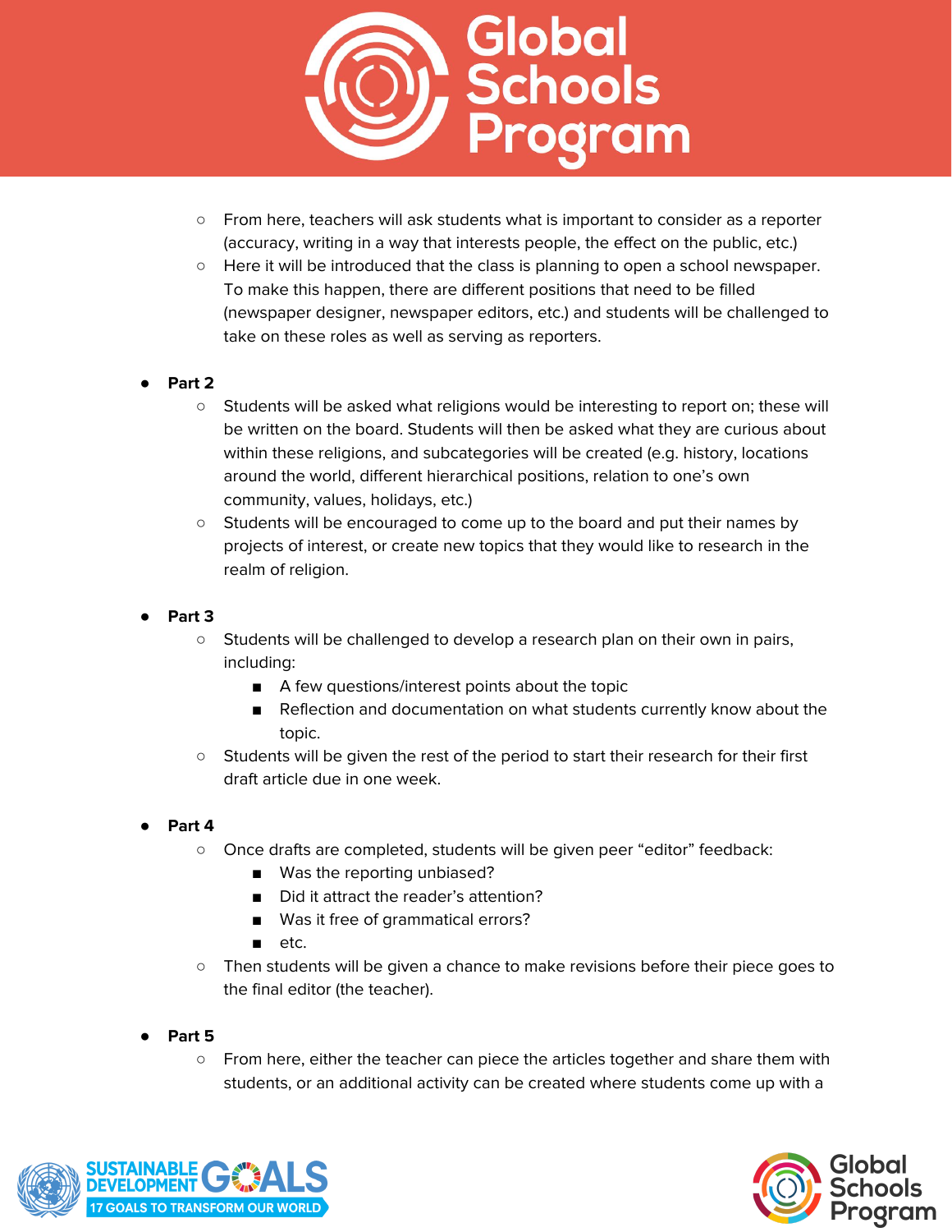- From here, teachers will ask students what is important to consider as a reporter (accuracy, writing in a way that interests people, the effect on the public, etc.)
  - Here it will be introduced that the class is planning to open a school newspaper. To make this happen, there are different positions that need to be filled (newspaper designer, newspaper editors, etc.) and students will be challenged to take on these roles as well as serving as reporters.

- **Part 2**
  - Students will be asked what religions would be interesting to report on; these will be written on the board. Students will then be asked what they are curious about within these religions, and subcategories will be created (e.g. history, locations around the world, different hierarchical positions, relation to one's own community, values, holidays, etc.)
  - Students will be encouraged to come up to the board and put their names by projects of interest, or create new topics that they would like to research in the realm of religion.

- **Part 3**
  - Students will be challenged to develop a research plan on their own in pairs, including:
    - A few questions/interest points about the topic
    - Reflection and documentation on what students currently know about the topic.
  - Students will be given the rest of the period to start their research for their first draft article due in one week.

- **Part 4**
  - Once drafts are completed, students will be given peer "editor" feedback:
    - Was the reporting unbiased?
    - Did it attract the reader's attention?
    - Was it free of grammatical errors?
    - etc.
  - Then students will be given a chance to make revisions before their piece goes to the final editor (the teacher).

- **Part 5**
  - From here, either the teacher can piece the articles together and share them with students, or an additional activity can be created where students come up with a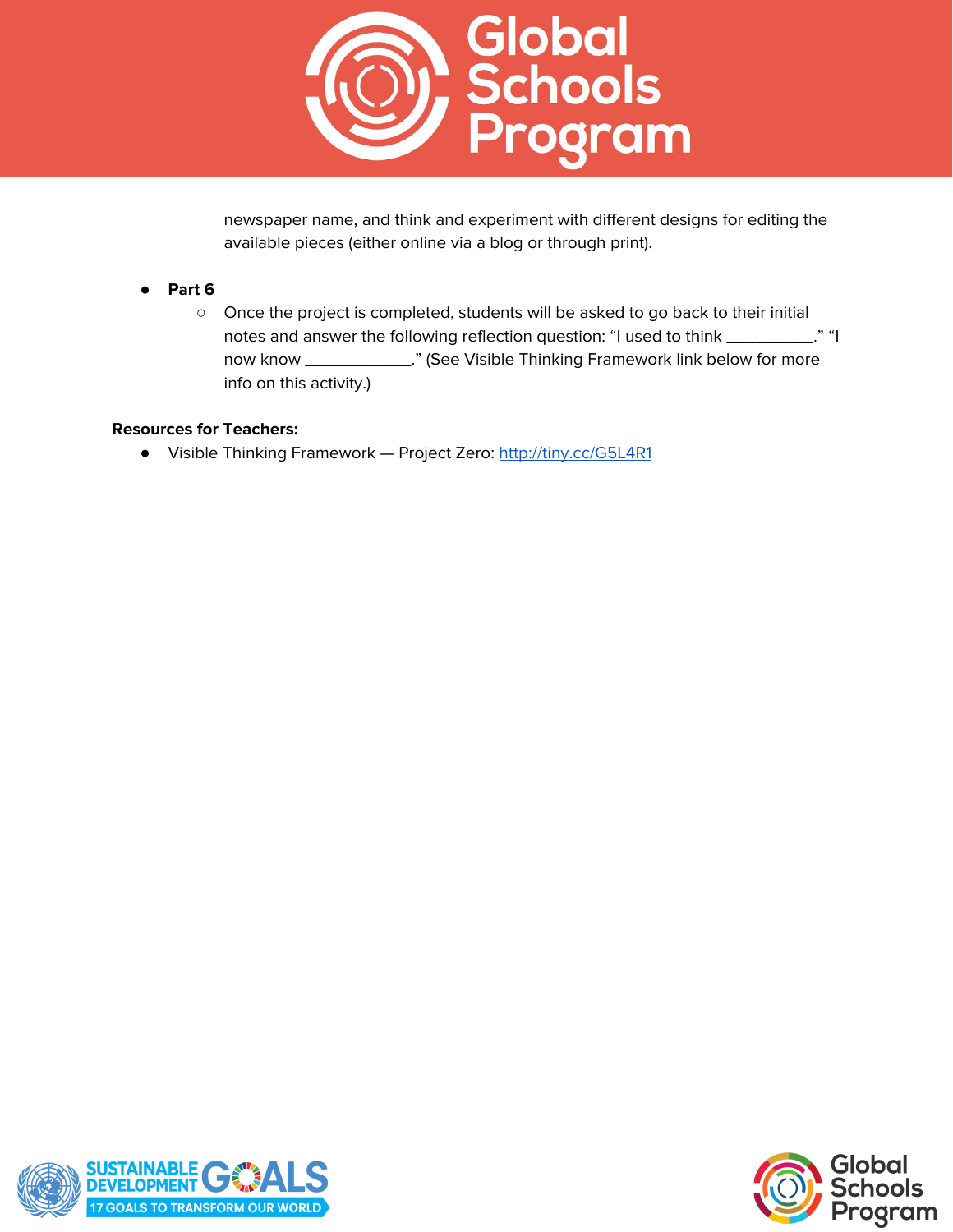newspaper name, and think and experiment with different designs for editing the available pieces (either online via a blog or through print).

- **Part 6**
  - Once the project is completed, students will be asked to go back to their initial notes and answer the following reflection question: "I used to think __________." "I now know ____________." (See Visible Thinking Framework link below for more info on this activity.)

**Resources for Teachers:**

- Visible Thinking Framework — Project Zero: [http://tiny.cc/G5L4R1](http://tiny.cc/G5L4R1)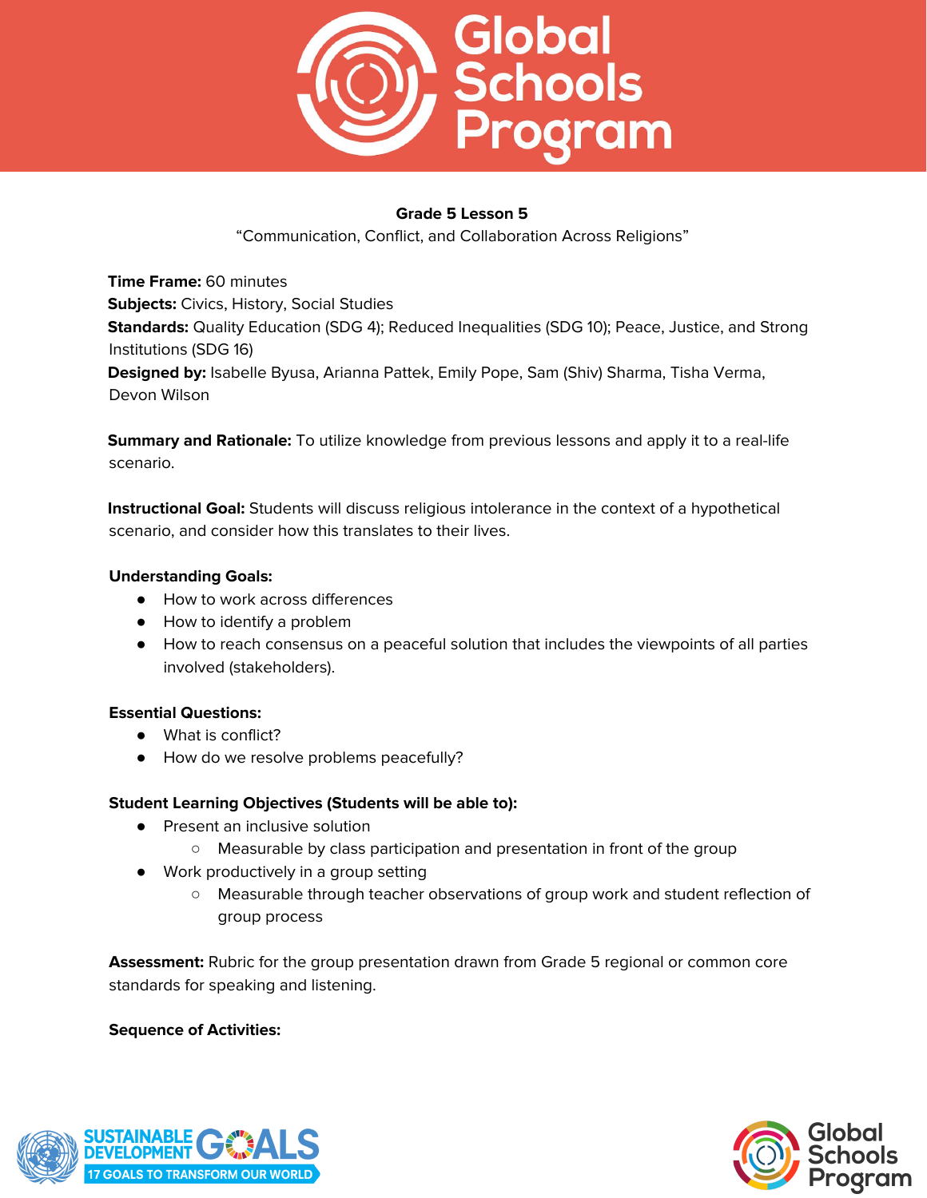**Grade 5 Lesson 5**

"Communication, Conflict, and Collaboration Across Religions"

**Time Frame:** 60 minutes

**Subjects:** Civics, History, Social Studies

**Standards:** Quality Education (SDG 4); Reduced Inequalities (SDG 10); Peace, Justice, and Strong Institutions (SDG 16)

**Designed by:** Isabelle Byusa, Arianna Pattek, Emily Pope, Sam (Shiv) Sharma, Tisha Verma, Devon Wilson

**Summary and Rationale:** To utilize knowledge from previous lessons and apply it to a real-life scenario.

**Instructional Goal:** Students will discuss religious intolerance in the context of a hypothetical scenario, and consider how this translates to their lives.

**Understanding Goals:**

- How to work across differences
- How to identify a problem
- How to reach consensus on a peaceful solution that includes the viewpoints of all parties involved (stakeholders).

**Essential Questions:**

- What is conflict?
- How do we resolve problems peacefully?

**Student Learning Objectives (Students will be able to):**

- Present an inclusive solution
  - Measurable by class participation and presentation in front of the group
- Work productively in a group setting
  - Measurable through teacher observations of group work and student reflection of group process

**Assessment:** Rubric for the group presentation drawn from Grade 5 regional or common core standards for speaking and listening.

**Sequence of Activities:**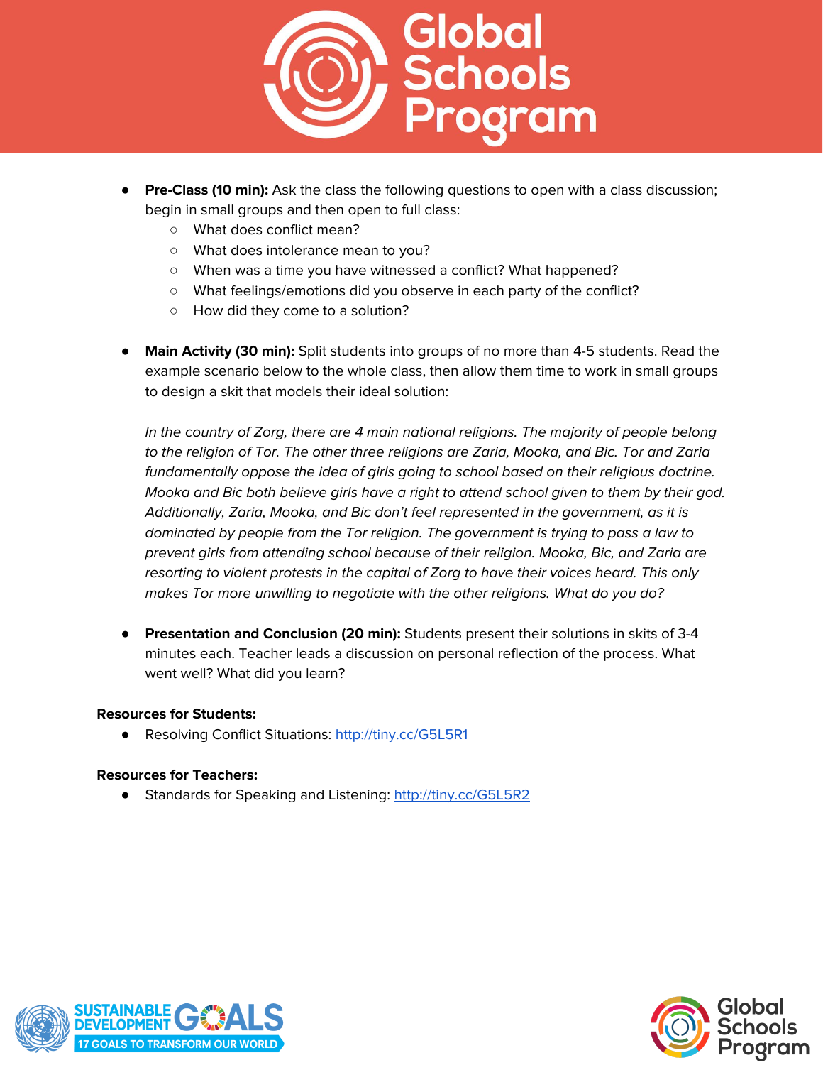- **Pre-Class (10 min):** Ask the class the following questions to open with a class discussion; begin in small groups and then open to full class:
  - What does conflict mean?
  - What does intolerance mean to you?
  - When was a time you have witnessed a conflict? What happened?
  - What feelings/emotions did you observe in each party of the conflict?
  - How did they come to a solution?

- **Main Activity (30 min):** Split students into groups of no more than 4-5 students. Read the example scenario below to the whole class, then allow them time to work in small groups to design a skit that models their ideal solution:

  *In the country of Zorg, there are 4 main national religions. The majority of people belong to the religion of Tor. The other three religions are Zaria, Mooka, and Bic. Tor and Zaria fundamentally oppose the idea of girls going to school based on their religious doctrine. Mooka and Bic both believe girls have a right to attend school given to them by their god. Additionally, Zaria, Mooka, and Bic don't feel represented in the government, as it is dominated by people from the Tor religion. The government is trying to pass a law to prevent girls from attending school because of their religion. Mooka, Bic, and Zaria are resorting to violent protests in the capital of Zorg to have their voices heard. This only makes Tor more unwilling to negotiate with the other religions. What do you do?*

- **Presentation and Conclusion (20 min):** Students present their solutions in skits of 3-4 minutes each. Teacher leads a discussion on personal reflection of the process. What went well? What did you learn?

**Resources for Students:**

- Resolving Conflict Situations: http://tiny.cc/G5L5R1

**Resources for Teachers:**

- Standards for Speaking and Listening: http://tiny.cc/G5L5R2